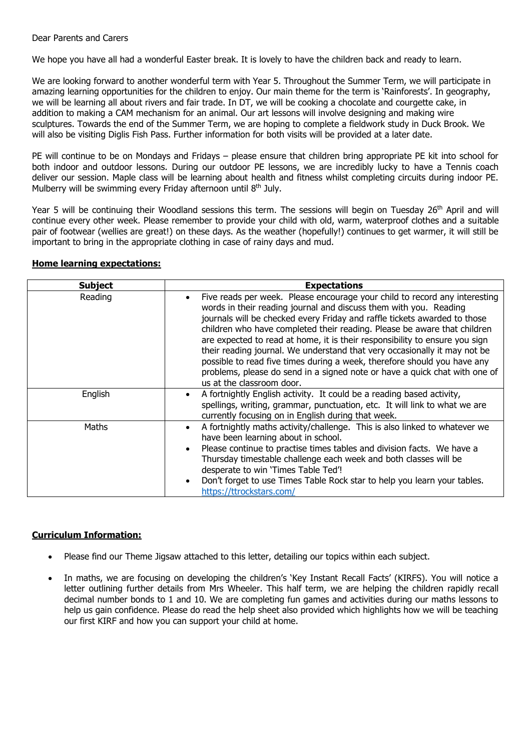Dear Parents and Carers

We hope you have all had a wonderful Easter break. It is lovely to have the children back and ready to learn.

We are looking forward to another wonderful term with Year 5. Throughout the Summer Term, we will participate in amazing learning opportunities for the children to enjoy. Our main theme for the term is 'Rainforests'. In geography, we will be learning all about rivers and fair trade. In DT, we will be cooking a chocolate and courgette cake, in addition to making a CAM mechanism for an animal. Our art lessons will involve designing and making wire sculptures. Towards the end of the Summer Term, we are hoping to complete a fieldwork study in Duck Brook. We will also be visiting Diglis Fish Pass. Further information for both visits will be provided at a later date.

PE will continue to be on Mondays and Fridays – please ensure that children bring appropriate PE kit into school for both indoor and outdoor lessons. During our outdoor PE lessons, we are incredibly lucky to have a Tennis coach deliver our session. Maple class will be learning about health and fitness whilst completing circuits during indoor PE. Mulberry will be swimming every Friday afternoon until 8th July.

Year 5 will be continuing their Woodland sessions this term. The sessions will begin on Tuesday 26th April and will continue every other week. Please remember to provide your child with old, warm, waterproof clothes and a suitable pair of footwear (wellies are great!) on these days. As the weather (hopefully!) continues to get warmer, it will still be important to bring in the appropriate clothing in case of rainy days and mud.

**Home learning expectations:**

| Subject | Expectations |
|---|---|
| Reading | • Five reads per week. Please encourage your child to record any interesting words in their reading journal and discuss them with you. Reading journals will be checked every Friday and raffle tickets awarded to those children who have completed their reading. Please be aware that children are expected to read at home, it is their responsibility to ensure you sign their reading journal. We understand that very occasionally it may not be possible to read five times during a week, therefore should you have any problems, please do send in a signed note or have a quick chat with one of us at the classroom door. |
| English | • A fortnightly English activity. It could be a reading based activity, spellings, writing, grammar, punctuation, etc. It will link to what we are currently focusing on in English during that week. |
| Maths | • A fortnightly maths activity/challenge. This is also linked to whatever we have been learning about in school. <br> • Please continue to practise times tables and division facts. We have a Thursday timestable challenge each week and both classes will be desperate to win 'Times Table Ted'! <br> • Don't forget to use Times Table Rock star to help you learn your tables. https://ttrockstars.com/ |

**Curriculum Information:**

- Please find our Theme Jigsaw attached to this letter, detailing our topics within each subject.
- In maths, we are focusing on developing the children's 'Key Instant Recall Facts' (KIRFS). You will notice a letter outlining further details from Mrs Wheeler. This half term, we are helping the children rapidly recall decimal number bonds to 1 and 10. We are completing fun games and activities during our maths lessons to help us gain confidence. Please do read the help sheet also provided which highlights how we will be teaching our first KIRF and how you can support your child at home.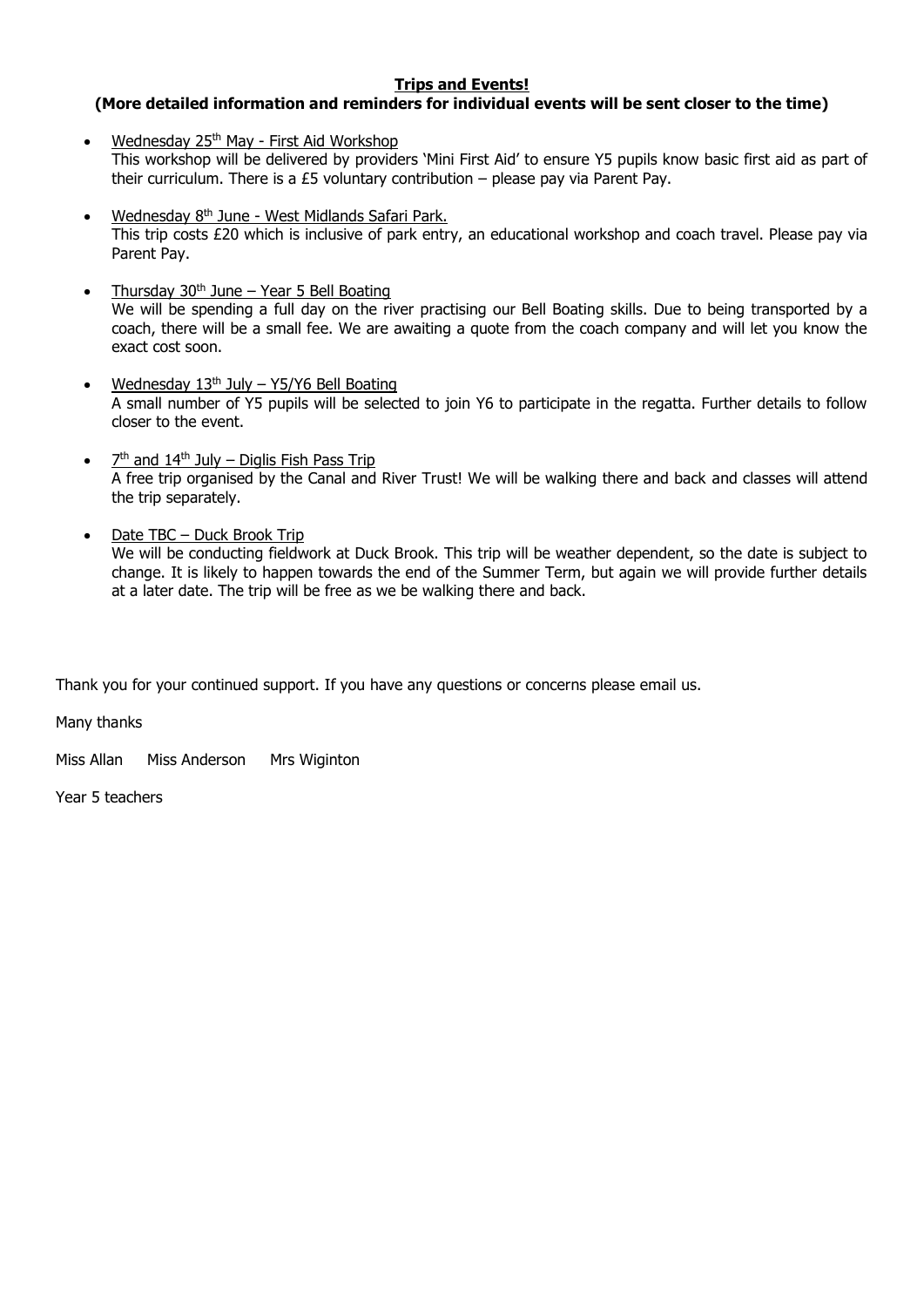**Trips and Events!**

**(More detailed information and reminders for individual events will be sent closer to the time)**

- Wednesday 25th May - First Aid Workshop
  This workshop will be delivered by providers 'Mini First Aid' to ensure Y5 pupils know basic first aid as part of their curriculum. There is a £5 voluntary contribution – please pay via Parent Pay.

- Wednesday 8th June - West Midlands Safari Park.
  This trip costs £20 which is inclusive of park entry, an educational workshop and coach travel. Please pay via Parent Pay.

- Thursday 30th June – Year 5 Bell Boating
  We will be spending a full day on the river practising our Bell Boating skills. Due to being transported by a coach, there will be a small fee. We are awaiting a quote from the coach company and will let you know the exact cost soon.

- Wednesday 13th July – Y5/Y6 Bell Boating
  A small number of Y5 pupils will be selected to join Y6 to participate in the regatta. Further details to follow closer to the event.

- 7th and 14th July – Diglis Fish Pass Trip
  A free trip organised by the Canal and River Trust! We will be walking there and back and classes will attend the trip separately.

- Date TBC – Duck Brook Trip
  We will be conducting fieldwork at Duck Brook. This trip will be weather dependent, so the date is subject to change. It is likely to happen towards the end of the Summer Term, but again we will provide further details at a later date. The trip will be free as we be walking there and back.

Thank you for your continued support. If you have any questions or concerns please email us.

Many thanks

Miss Allan Miss Anderson Mrs Wiginton

Year 5 teachers